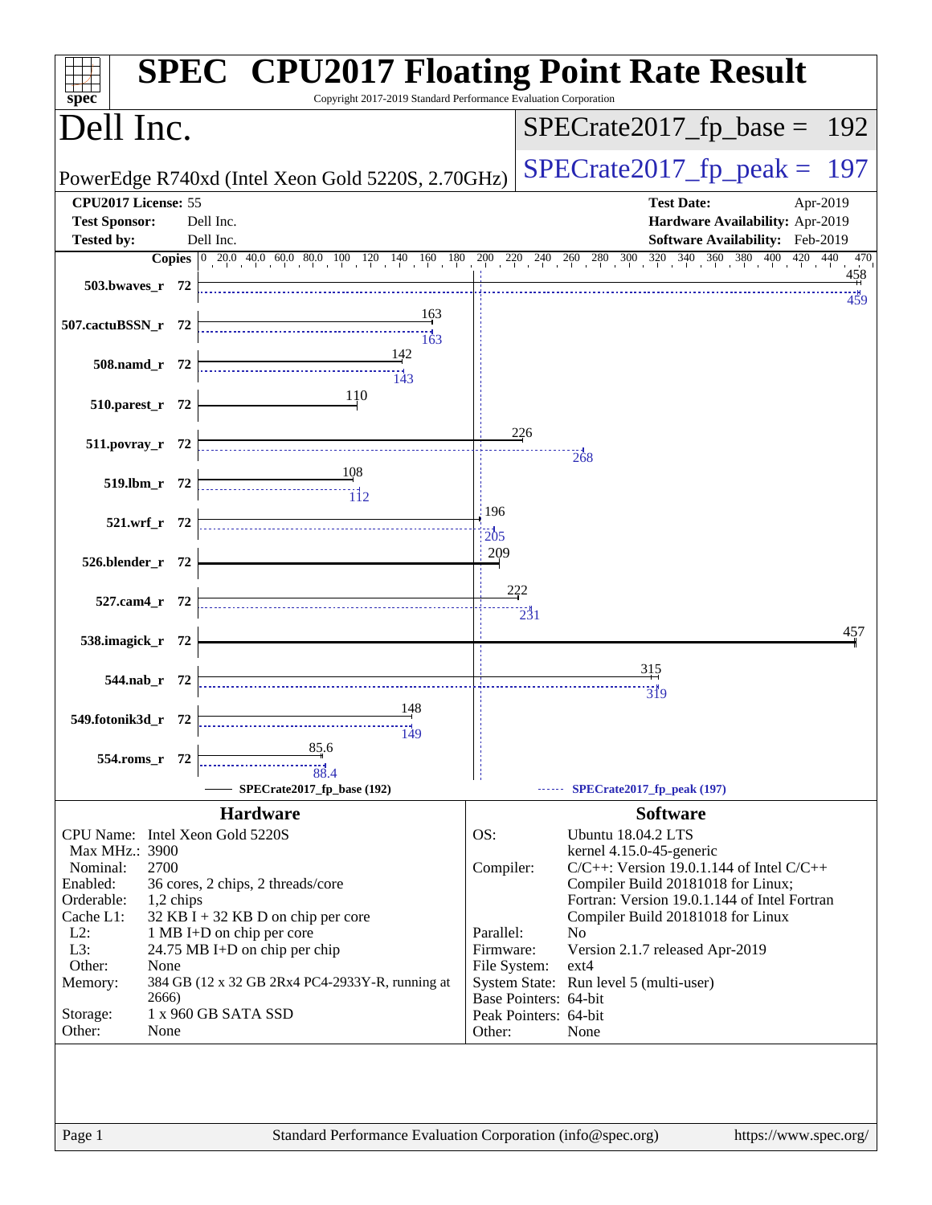# SPEC CPU2017 Floating Point Rate Result

Copyright 2017-2019 Standard Performance Evaluation Corporation

## Dell Inc.

PowerEdge R740xd (Intel Xeon Gold 5220S, 2.70GHz)

SPECrate2017_fp_base = 192

SPECrate2017_fp_peak = 197

**CPU2017 License:** 55
**Test Sponsor:** Dell Inc.
**Tested by:** Dell Inc.

**Test Date:** Apr-2019
**Hardware Availability:** Apr-2019
**Software Availability:** Feb-2019

| Benchmark | Copies | Base | Peak |
|---|---|---|---|
| 503.bwaves_r | 72 | 458 | 459 |
| 507.cactuBSSN_r | 72 | 163 | 163 |
| 508.namd_r | 72 | 142 | 143 |
| 510.parest_r | 72 | 110 | |
| 511.povray_r | 72 | 226 | 268 |
| 519.lbm_r | 72 | 108 | 112 |
| 521.wrf_r | 72 | 196 | 205 |
| 526.blender_r | 72 | 209 | |
| 527.cam4_r | 72 | 222 | 231 |
| 538.imagick_r | 72 | 457 | |
| 544.nab_r | 72 | 315 | 319 |
| 549.fotonik3d_r | 72 | 148 | 149 |
| 554.roms_r | 72 | 85.6 | 88.4 |

SPECrate2017_fp_base (192) — SPECrate2017_fp_peak (197)

### Hardware

| | |
|---|---|
| CPU Name: | Intel Xeon Gold 5220S |
| Max MHz.: | 3900 |
| Nominal: | 2700 |
| Enabled: | 36 cores, 2 chips, 2 threads/core |
| Orderable: | 1,2 chips |
| Cache L1: | 32 KB I + 32 KB D on chip per core |
| L2: | 1 MB I+D on chip per core |
| L3: | 24.75 MB I+D on chip per chip |
| Other: | None |
| Memory: | 384 GB (12 x 32 GB 2Rx4 PC4-2933Y-R, running at 2666) |
| Storage: | 1 x 960 GB SATA SSD |
| Other: | None |

### Software

| | |
|---|---|
| OS: | Ubuntu 18.04.2 LTS kernel 4.15.0-45-generic |
| Compiler: | C/C++: Version 19.0.1.144 of Intel C/C++ Compiler Build 20181018 for Linux; Fortran: Version 19.0.1.144 of Intel Fortran Compiler Build 20181018 for Linux |
| Parallel: | No |
| Firmware: | Version 2.1.7 released Apr-2019 |
| File System: | ext4 |
| System State: | Run level 5 (multi-user) |
| Base Pointers: | 64-bit |
| Peak Pointers: | 64-bit |
| Other: | None |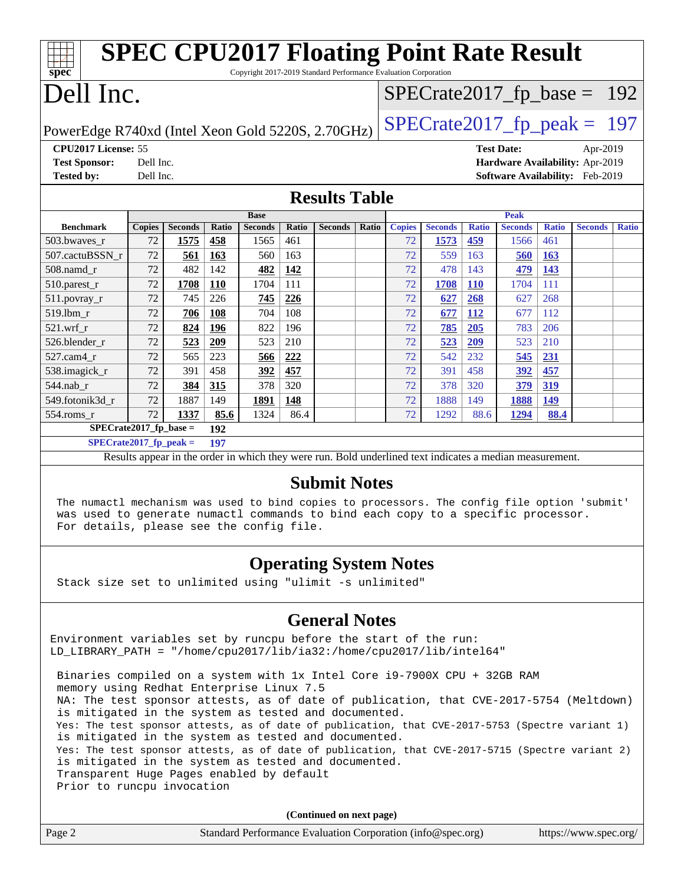# SPEC CPU2017 Floating Point Rate Result

Copyright 2017-2019 Standard Performance Evaluation Corporation

# Dell Inc.

PowerEdge R740xd (Intel Xeon Gold 5220S, 2.70GHz)

SPECrate2017_fp_base = 192

SPECrate2017_fp_peak = 197

**CPU2017 License:** 55
**Test Sponsor:** Dell Inc.
**Tested by:** Dell Inc.

**Test Date:** Apr-2019
**Hardware Availability:** Apr-2019
**Software Availability:** Feb-2019

## Results Table

| | Base | | | | | | | Peak | | | | | | |
|---|---|---|---|---|---|---|---|---|---|---|---|---|---|---|
| **Benchmark** | **Copies** | **Seconds** | **Ratio** | **Seconds** | **Ratio** | **Seconds** | **Ratio** | **Copies** | **Seconds** | **Ratio** | **Seconds** | **Ratio** | **Seconds** | **Ratio** |
| 503.bwaves_r | 72 | **1575** | **458** | 1565 | 461 | | | 72 | **1573** | **459** | 1566 | 461 | | |
| 507.cactuBSSN_r | 72 | **561** | **163** | 560 | 163 | | | 72 | 559 | 163 | **560** | **163** | | |
| 508.namd_r | 72 | 482 | 142 | **482** | **142** | | | 72 | 478 | 143 | **479** | **143** | | |
| 510.parest_r | 72 | **1708** | **110** | 1704 | 111 | | | 72 | **1708** | **110** | 1704 | 111 | | |
| 511.povray_r | 72 | 745 | 226 | **745** | **226** | | | 72 | **627** | **268** | 627 | 268 | | |
| 519.lbm_r | 72 | **706** | **108** | 704 | 108 | | | 72 | **677** | **112** | 677 | 112 | | |
| 521.wrf_r | 72 | **824** | **196** | 822 | 196 | | | 72 | **785** | **205** | 783 | 206 | | |
| 526.blender_r | 72 | **523** | **209** | 523 | 210 | | | 72 | **523** | **209** | 523 | 210 | | |
| 527.cam4_r | 72 | 565 | 223 | **566** | **222** | | | 72 | 542 | 232 | **545** | **231** | | |
| 538.imagick_r | 72 | 391 | 458 | **392** | **457** | | | 72 | 391 | 458 | **392** | **457** | | |
| 544.nab_r | 72 | **384** | **315** | 378 | 320 | | | 72 | 378 | 320 | **379** | **319** | | |
| 549.fotonik3d_r | 72 | 1887 | 149 | **1891** | **148** | | | 72 | 1888 | 149 | **1888** | **149** | | |
| 554.roms_r | 72 | **1337** | **85.6** | 1324 | 86.4 | | | 72 | 1292 | 88.6 | **1294** | **88.4** | | |

**SPECrate2017_fp_base = 192**

**SPECrate2017_fp_peak = 197**

Results appear in the order in which they were run. Bold underlined text indicates a median measurement.

## Submit Notes

```
The numactl mechanism was used to bind copies to processors. The config file option 'submit'
was used to generate numactl commands to bind each copy to a specific processor.
For details, please see the config file.
```

## Operating System Notes

```
Stack size set to unlimited using "ulimit -s unlimited"
```

## General Notes

```
Environment variables set by runcpu before the start of the run:
LD_LIBRARY_PATH = "/home/cpu2017/lib/ia32:/home/cpu2017/lib/intel64"

 Binaries compiled on a system with 1x Intel Core i9-7900X CPU + 32GB RAM
 memory using Redhat Enterprise Linux 7.5
 NA: The test sponsor attests, as of date of publication, that CVE-2017-5754 (Meltdown)
 is mitigated in the system as tested and documented.
 Yes: The test sponsor attests, as of date of publication, that CVE-2017-5753 (Spectre variant 1)
 is mitigated in the system as tested and documented.
 Yes: The test sponsor attests, as of date of publication, that CVE-2017-5715 (Spectre variant 2)
 is mitigated in the system as tested and documented.
 Transparent Huge Pages enabled by default
 Prior to runcpu invocation
```

**(Continued on next page)**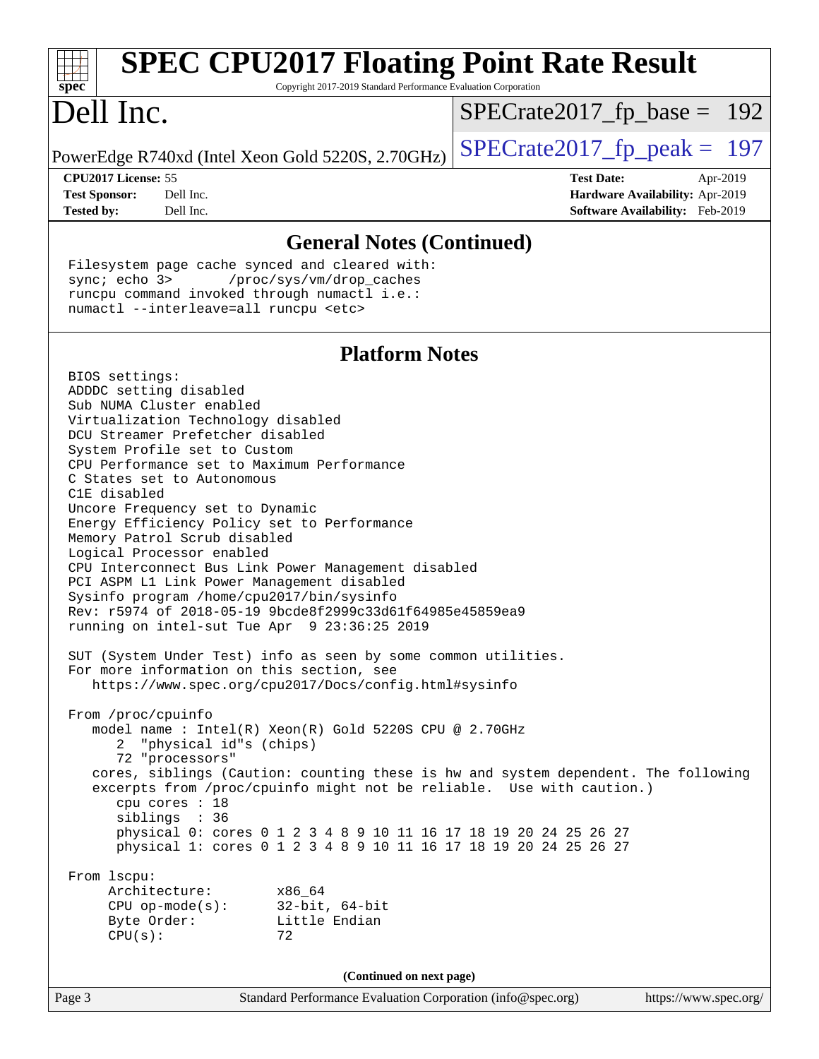## General Notes (Continued)

```
Filesystem page cache synced and cleared with:
sync; echo 3>       /proc/sys/vm/drop_caches
runcpu command invoked through numactl i.e.:
numactl --interleave=all runcpu <etc>
```

## Platform Notes

```
BIOS settings:
ADDDC setting disabled
Sub NUMA Cluster enabled
Virtualization Technology disabled
DCU Streamer Prefetcher disabled
System Profile set to Custom
CPU Performance set to Maximum Performance
C States set to Autonomous
C1E disabled
Uncore Frequency set to Dynamic
Energy Efficiency Policy set to Performance
Memory Patrol Scrub disabled
Logical Processor enabled
CPU Interconnect Bus Link Power Management disabled
PCI ASPM L1 Link Power Management disabled
Sysinfo program /home/cpu2017/bin/sysinfo
Rev: r5974 of 2018-05-19 9bcde8f2999c33d61f64985e45859ea9
running on intel-sut Tue Apr  9 23:36:25 2019

SUT (System Under Test) info as seen by some common utilities.
For more information on this section, see
   https://www.spec.org/cpu2017/Docs/config.html#sysinfo

From /proc/cpuinfo
   model name : Intel(R) Xeon(R) Gold 5220S CPU @ 2.70GHz
      2  "physical id"s (chips)
      72 "processors"
   cores, siblings (Caution: counting these is hw and system dependent. The following
   excerpts from /proc/cpuinfo might not be reliable.  Use with caution.)
      cpu cores : 18
      siblings  : 36
      physical 0: cores 0 1 2 3 4 8 9 10 11 16 17 18 19 20 24 25 26 27
      physical 1: cores 0 1 2 3 4 8 9 10 11 16 17 18 19 20 24 25 26 27

From lscpu:
     Architecture:        x86_64
     CPU op-mode(s):      32-bit, 64-bit
     Byte Order:          Little Endian
     CPU(s):              72
```

**(Continued on next page)**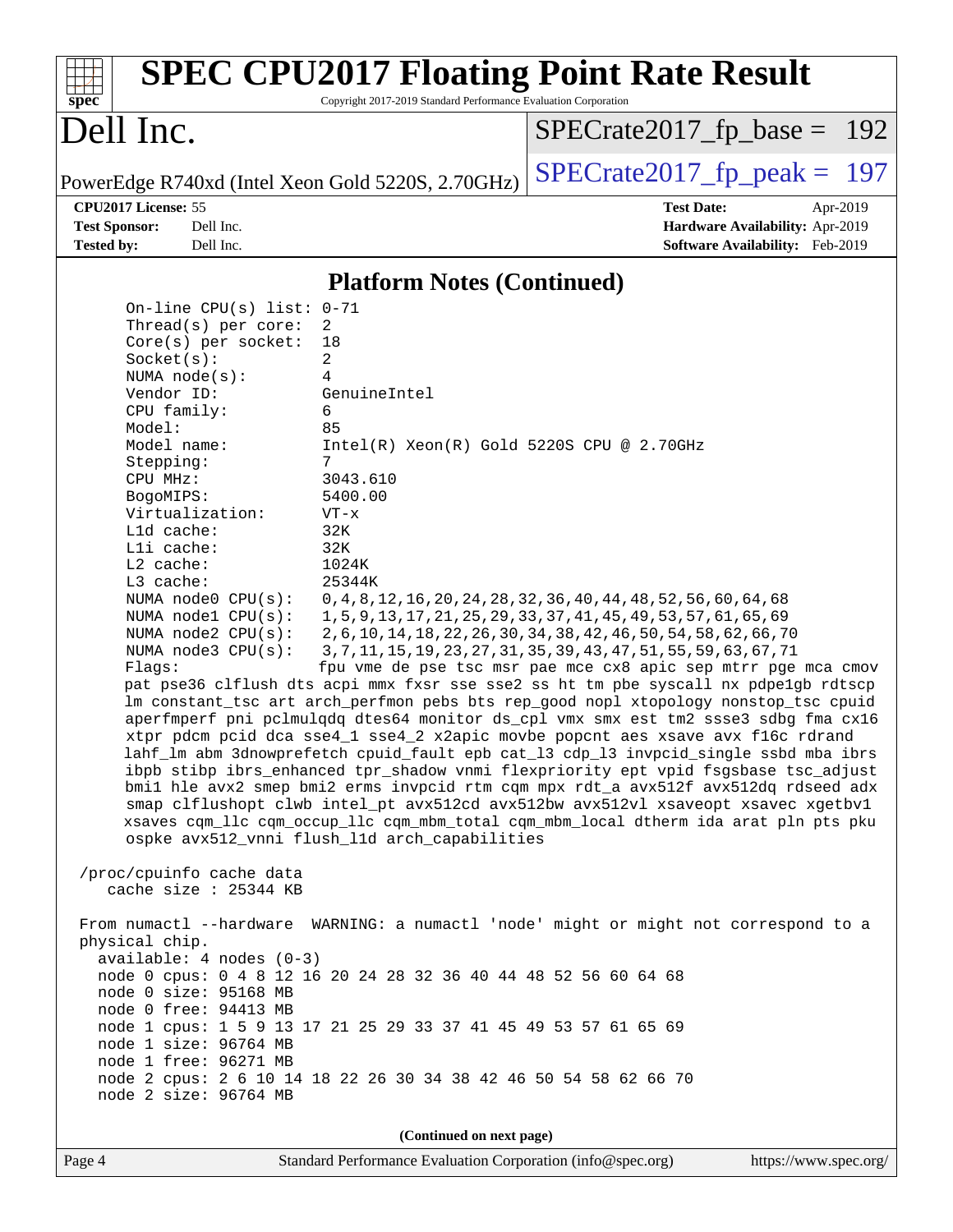## Platform Notes (Continued)

```
    On-line CPU(s) list: 0-71
    Thread(s) per core:  2
    Core(s) per socket:  18
    Socket(s):           2
    NUMA node(s):        4
    Vendor ID:           GenuineIntel
    CPU family:          6
    Model:               85
    Model name:          Intel(R) Xeon(R) Gold 5220S CPU @ 2.70GHz
    Stepping:            7
    CPU MHz:             3043.610
    BogoMIPS:            5400.00
    Virtualization:      VT-x
    L1d cache:           32K
    L1i cache:           32K
    L2 cache:            1024K
    L3 cache:            25344K
    NUMA node0 CPU(s):   0,4,8,12,16,20,24,28,32,36,40,44,48,52,56,60,64,68
    NUMA node1 CPU(s):   1,5,9,13,17,21,25,29,33,37,41,45,49,53,57,61,65,69
    NUMA node2 CPU(s):   2,6,10,14,18,22,26,30,34,38,42,46,50,54,58,62,66,70
    NUMA node3 CPU(s):   3,7,11,15,19,23,27,31,35,39,43,47,51,55,59,63,67,71
    Flags:               fpu vme de pse tsc msr pae mce cx8 apic sep mtrr pge mca cmov
    pat pse36 clflush dts acpi mmx fxsr sse sse2 ss ht tm pbe syscall nx pdpe1gb rdtscp
    lm constant_tsc art arch_perfmon pebs bts rep_good nopl xtopology nonstop_tsc cpuid
    aperfmperf pni pclmulqdq dtes64 monitor ds_cpl vmx smx est tm2 ssse3 sdbg fma cx16
    xtpr pdcm pcid dca sse4_1 sse4_2 x2apic movbe popcnt aes xsave avx f16c rdrand
    lahf_lm abm 3dnowprefetch cpuid_fault epb cat_l3 cdp_l3 invpcid_single ssbd mba ibrs
    ibpb stibp ibrs_enhanced tpr_shadow vnmi flexpriority ept vpid fsgsbase tsc_adjust
    bmi1 hle avx2 smep bmi2 erms invpcid rtm cqm mpx rdt_a avx512f avx512dq rdseed adx
    smap clflushopt clwb intel_pt avx512cd avx512bw avx512vl xsaveopt xsavec xgetbv1
    xsaves cqm_llc cqm_occup_llc cqm_mbm_total cqm_mbm_local dtherm ida arat pln pts pku
    ospke avx512_vnni flush_l1d arch_capabilities

 /proc/cpuinfo cache data
    cache size : 25344 KB

 From numactl --hardware  WARNING: a numactl 'node' might or might not correspond to a
 physical chip.
   available: 4 nodes (0-3)
   node 0 cpus: 0 4 8 12 16 20 24 28 32 36 40 44 48 52 56 60 64 68
   node 0 size: 95168 MB
   node 0 free: 94413 MB
   node 1 cpus: 1 5 9 13 17 21 25 29 33 37 41 45 49 53 57 61 65 69
   node 1 size: 96764 MB
   node 1 free: 96271 MB
   node 2 cpus: 2 6 10 14 18 22 26 30 34 38 42 46 50 54 58 62 66 70
   node 2 size: 96764 MB
```

**(Continued on next page)**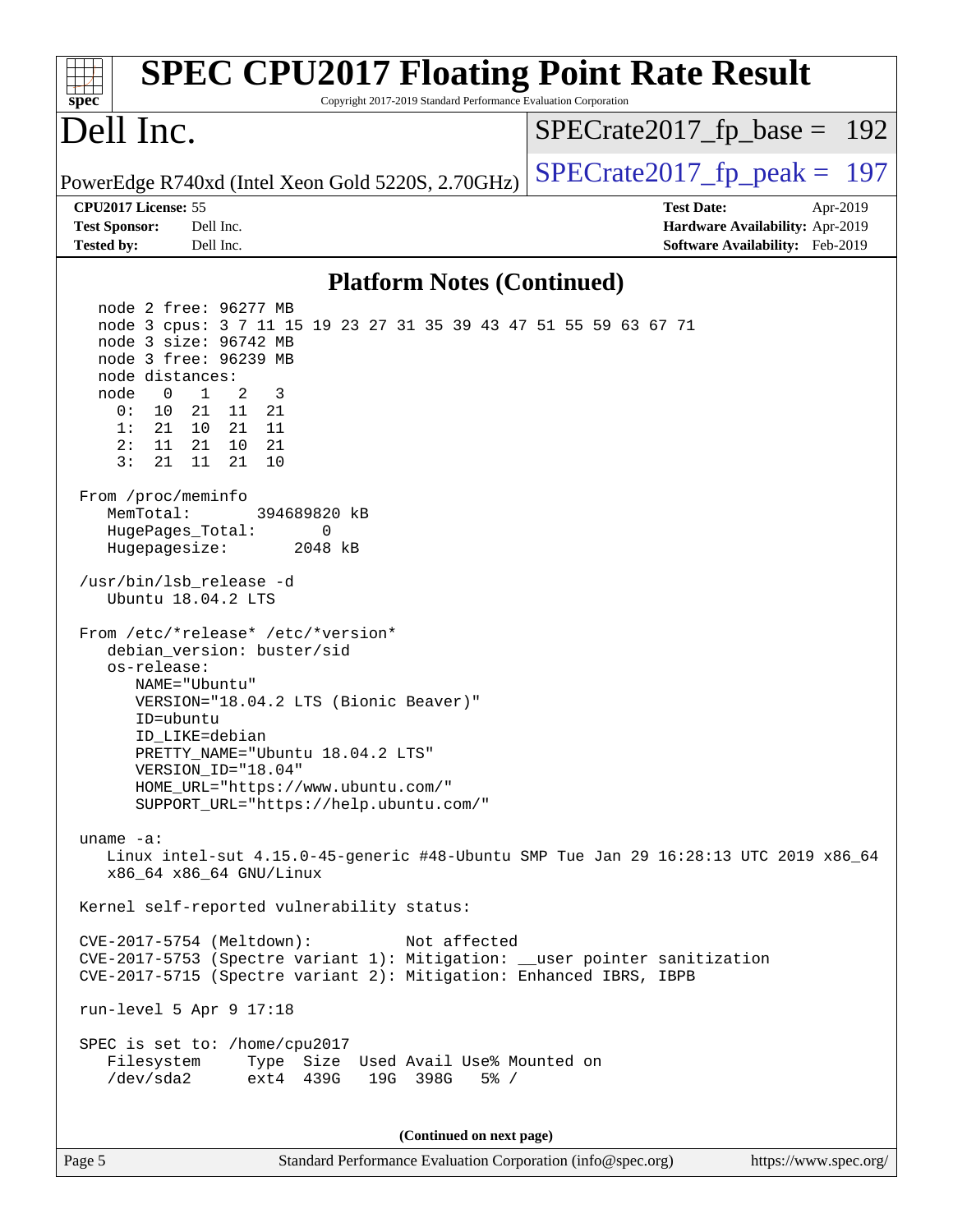# SPEC CPU2017 Floating Point Rate Result

Copyright 2017-2019 Standard Performance Evaluation Corporation

## Dell Inc.

PowerEdge R740xd (Intel Xeon Gold 5220S, 2.70GHz)

SPECrate2017_fp_base = 192

SPECrate2017_fp_peak = 197

**CPU2017 License:** 55
**Test Sponsor:** Dell Inc.
**Tested by:** Dell Inc.

**Test Date:** Apr-2019
**Hardware Availability:** Apr-2019
**Software Availability:** Feb-2019

### Platform Notes (Continued)

```
    node 2 free: 96277 MB
    node 3 cpus: 3 7 11 15 19 23 27 31 35 39 43 47 51 55 59 63 67 71
    node 3 size: 96742 MB
    node 3 free: 96239 MB
    node distances:
    node   0   1   2   3
      0:  10  21  11  21
      1:  21  10  21  11
      2:  11  21  10  21
      3:  21  11  21  10

 From /proc/meminfo
    MemTotal:       394689820 kB
    HugePages_Total:       0
    Hugepagesize:       2048 kB

 /usr/bin/lsb_release -d
    Ubuntu 18.04.2 LTS

 From /etc/*release* /etc/*version*
    debian_version: buster/sid
    os-release:
       NAME="Ubuntu"
       VERSION="18.04.2 LTS (Bionic Beaver)"
       ID=ubuntu
       ID_LIKE=debian
       PRETTY_NAME="Ubuntu 18.04.2 LTS"
       VERSION_ID="18.04"
       HOME_URL="https://www.ubuntu.com/"
       SUPPORT_URL="https://help.ubuntu.com/"

 uname -a:
    Linux intel-sut 4.15.0-45-generic #48-Ubuntu SMP Tue Jan 29 16:28:13 UTC 2019 x86_64
    x86_64 x86_64 GNU/Linux

 Kernel self-reported vulnerability status:

 CVE-2017-5754 (Meltdown):          Not affected
 CVE-2017-5753 (Spectre variant 1): Mitigation: __user pointer sanitization
 CVE-2017-5715 (Spectre variant 2): Mitigation: Enhanced IBRS, IBPB

 run-level 5 Apr 9 17:18

 SPEC is set to: /home/cpu2017
    Filesystem     Type  Size  Used Avail Use% Mounted on
    /dev/sda2      ext4  439G   19G  398G   5% /
```

**(Continued on next page)**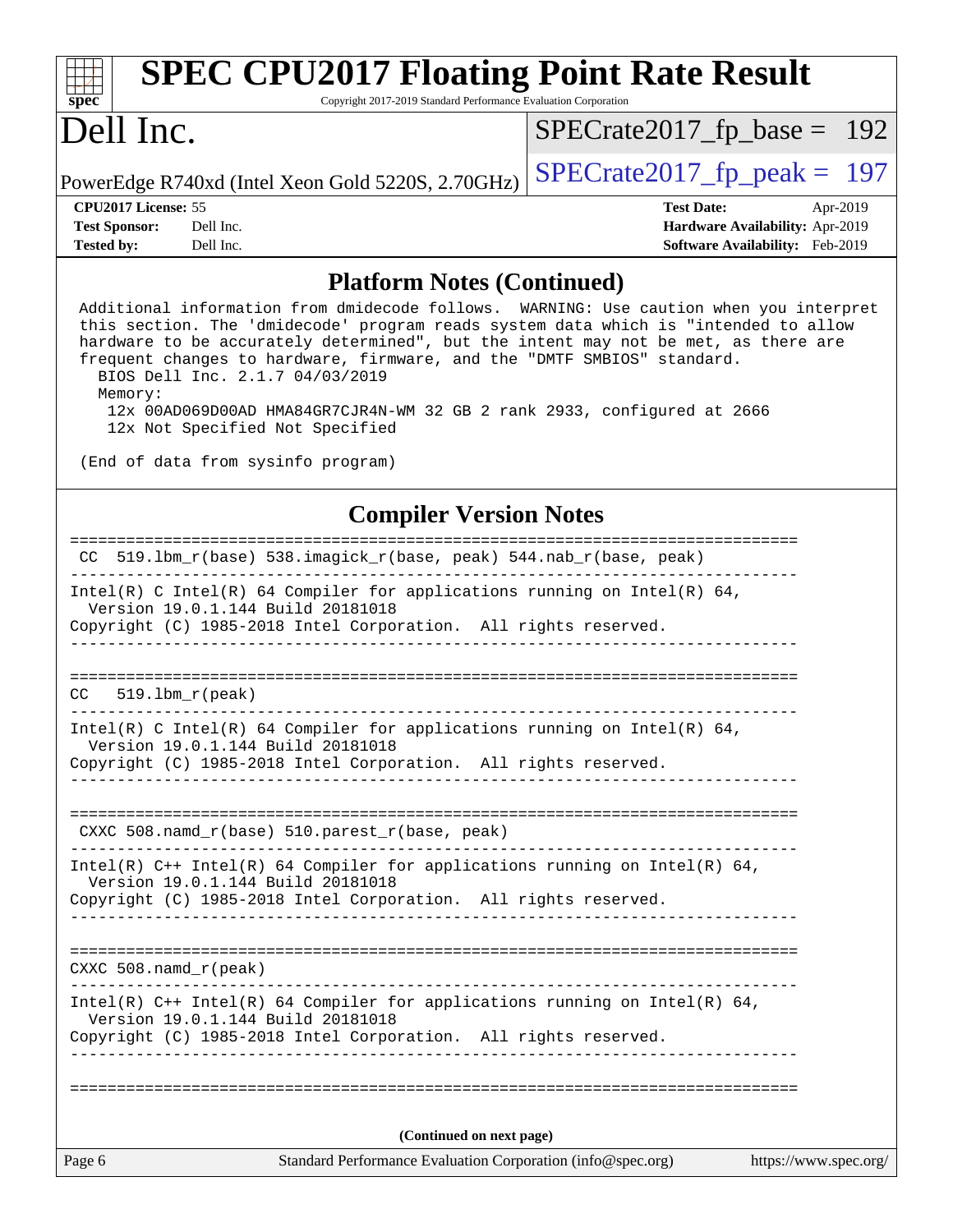## Platform Notes (Continued)

```
Additional information from dmidecode follows.  WARNING: Use caution when you interpret
this section. The 'dmidecode' program reads system data which is "intended to allow
hardware to be accurately determined", but the intent may not be met, as there are
frequent changes to hardware, firmware, and the "DMTF SMBIOS" standard.
  BIOS Dell Inc. 2.1.7 04/03/2019
  Memory:
   12x 00AD069D00AD HMA84GR7CJR4N-WM 32 GB 2 rank 2933, configured at 2666
   12x Not Specified Not Specified

(End of data from sysinfo program)
```

## Compiler Version Notes

```
==============================================================================
 CC  519.lbm_r(base) 538.imagick_r(base, peak) 544.nab_r(base, peak)
------------------------------------------------------------------------------
Intel(R) C Intel(R) 64 Compiler for applications running on Intel(R) 64,
  Version 19.0.1.144 Build 20181018
Copyright (C) 1985-2018 Intel Corporation.  All rights reserved.
------------------------------------------------------------------------------

==============================================================================
CC   519.lbm_r(peak)
------------------------------------------------------------------------------
Intel(R) C Intel(R) 64 Compiler for applications running on Intel(R) 64,
  Version 19.0.1.144 Build 20181018
Copyright (C) 1985-2018 Intel Corporation.  All rights reserved.
------------------------------------------------------------------------------

==============================================================================
 CXXC 508.namd_r(base) 510.parest_r(base, peak)
------------------------------------------------------------------------------
Intel(R) C++ Intel(R) 64 Compiler for applications running on Intel(R) 64,
  Version 19.0.1.144 Build 20181018
Copyright (C) 1985-2018 Intel Corporation.  All rights reserved.
------------------------------------------------------------------------------

==============================================================================
CXXC 508.namd_r(peak)
------------------------------------------------------------------------------
Intel(R) C++ Intel(R) 64 Compiler for applications running on Intel(R) 64,
  Version 19.0.1.144 Build 20181018
Copyright (C) 1985-2018 Intel Corporation.  All rights reserved.
------------------------------------------------------------------------------

==============================================================================
```

**(Continued on next page)**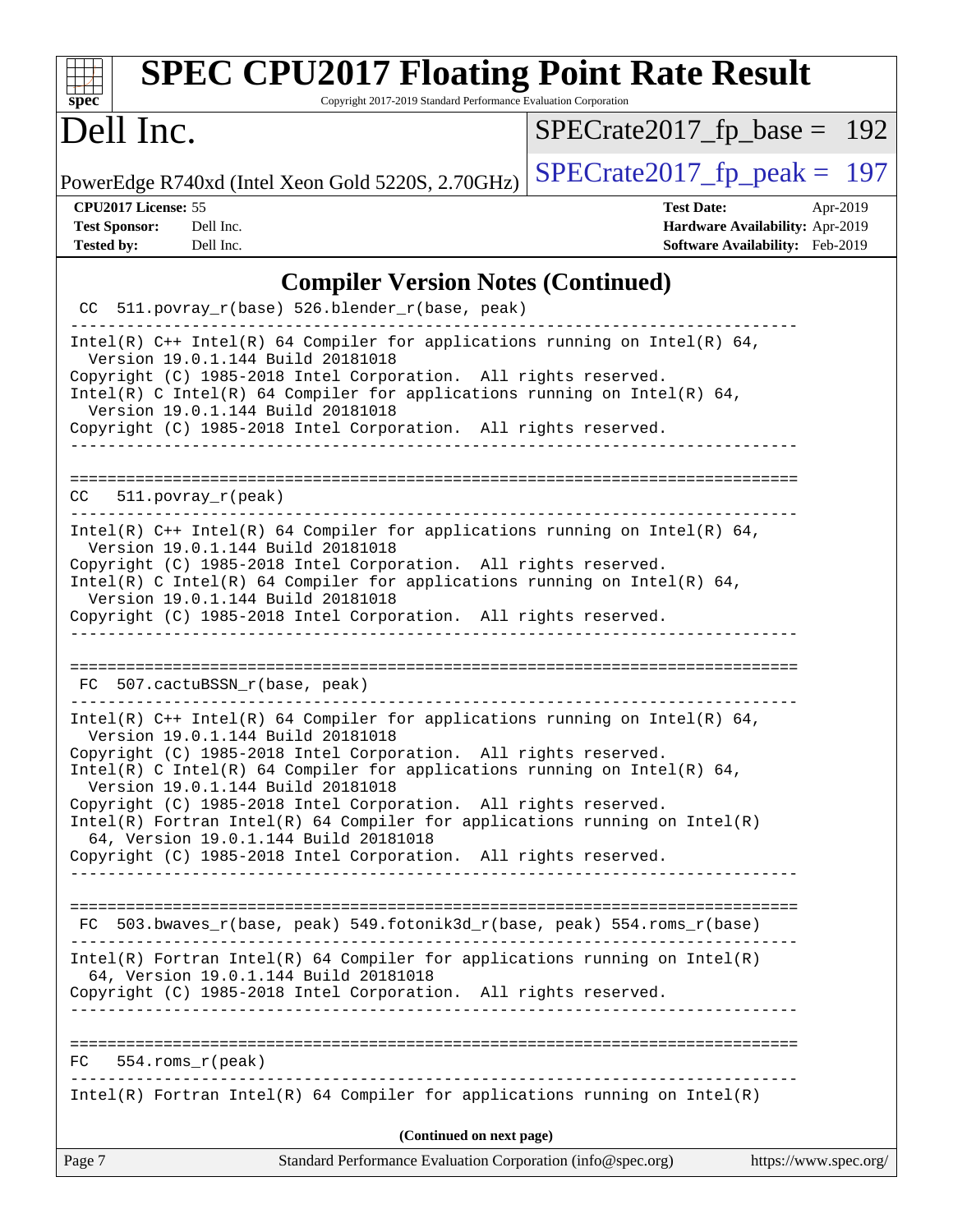## Compiler Version Notes (Continued)

```
 CC  511.povray_r(base) 526.blender_r(base, peak)
------------------------------------------------------------------------------
Intel(R) C++ Intel(R) 64 Compiler for applications running on Intel(R) 64,
  Version 19.0.1.144 Build 20181018
Copyright (C) 1985-2018 Intel Corporation.  All rights reserved.
Intel(R) C Intel(R) 64 Compiler for applications running on Intel(R) 64,
  Version 19.0.1.144 Build 20181018
Copyright (C) 1985-2018 Intel Corporation.  All rights reserved.
------------------------------------------------------------------------------

==============================================================================
 CC  511.povray_r(peak)
------------------------------------------------------------------------------
Intel(R) C++ Intel(R) 64 Compiler for applications running on Intel(R) 64,
  Version 19.0.1.144 Build 20181018
Copyright (C) 1985-2018 Intel Corporation.  All rights reserved.
Intel(R) C Intel(R) 64 Compiler for applications running on Intel(R) 64,
  Version 19.0.1.144 Build 20181018
Copyright (C) 1985-2018 Intel Corporation.  All rights reserved.
------------------------------------------------------------------------------

==============================================================================
 FC  507.cactuBSSN_r(base, peak)
------------------------------------------------------------------------------
Intel(R) C++ Intel(R) 64 Compiler for applications running on Intel(R) 64,
  Version 19.0.1.144 Build 20181018
Copyright (C) 1985-2018 Intel Corporation.  All rights reserved.
Intel(R) C Intel(R) 64 Compiler for applications running on Intel(R) 64,
  Version 19.0.1.144 Build 20181018
Copyright (C) 1985-2018 Intel Corporation.  All rights reserved.
Intel(R) Fortran Intel(R) 64 Compiler for applications running on Intel(R)
  64, Version 19.0.1.144 Build 20181018
Copyright (C) 1985-2018 Intel Corporation.  All rights reserved.
------------------------------------------------------------------------------

==============================================================================
 FC  503.bwaves_r(base, peak) 549.fotonik3d_r(base, peak) 554.roms_r(base)
------------------------------------------------------------------------------
Intel(R) Fortran Intel(R) 64 Compiler for applications running on Intel(R)
  64, Version 19.0.1.144 Build 20181018
Copyright (C) 1985-2018 Intel Corporation.  All rights reserved.
------------------------------------------------------------------------------

==============================================================================
 FC  554.roms_r(peak)
------------------------------------------------------------------------------
Intel(R) Fortran Intel(R) 64 Compiler for applications running on Intel(R)
```

(Continued on next page)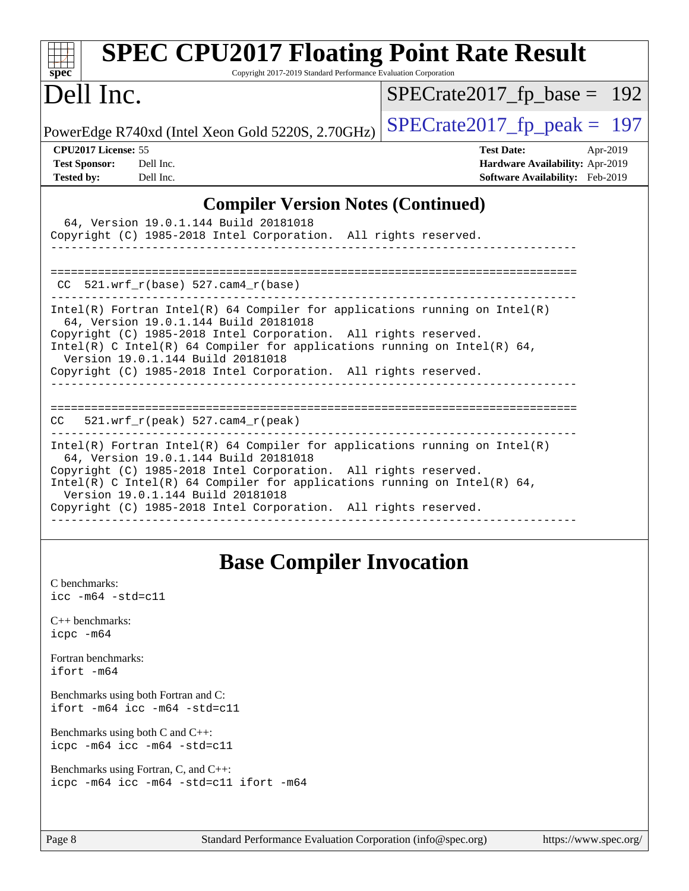## Compiler Version Notes (Continued)

```
  64, Version 19.0.1.144 Build 20181018
Copyright (C) 1985-2018 Intel Corporation.  All rights reserved.
------------------------------------------------------------------------------

==============================================================================
 CC  521.wrf_r(base) 527.cam4_r(base)
------------------------------------------------------------------------------
Intel(R) Fortran Intel(R) 64 Compiler for applications running on Intel(R)
  64, Version 19.0.1.144 Build 20181018
Copyright (C) 1985-2018 Intel Corporation.  All rights reserved.
Intel(R) C Intel(R) 64 Compiler for applications running on Intel(R) 64,
  Version 19.0.1.144 Build 20181018
Copyright (C) 1985-2018 Intel Corporation.  All rights reserved.
------------------------------------------------------------------------------

==============================================================================
CC   521.wrf_r(peak) 527.cam4_r(peak)
------------------------------------------------------------------------------
Intel(R) Fortran Intel(R) 64 Compiler for applications running on Intel(R)
  64, Version 19.0.1.144 Build 20181018
Copyright (C) 1985-2018 Intel Corporation.  All rights reserved.
Intel(R) C Intel(R) 64 Compiler for applications running on Intel(R) 64,
  Version 19.0.1.144 Build 20181018
Copyright (C) 1985-2018 Intel Corporation.  All rights reserved.
------------------------------------------------------------------------------
```

## Base Compiler Invocation

C benchmarks:
`icc -m64 -std=c11`

C++ benchmarks:
`icpc -m64`

Fortran benchmarks:
`ifort -m64`

Benchmarks using both Fortran and C:
`ifort -m64 icc -m64 -std=c11`

Benchmarks using both C and C++:
`icpc -m64 icc -m64 -std=c11`

Benchmarks using Fortran, C, and C++:
`icpc -m64 icc -m64 -std=c11 ifort -m64`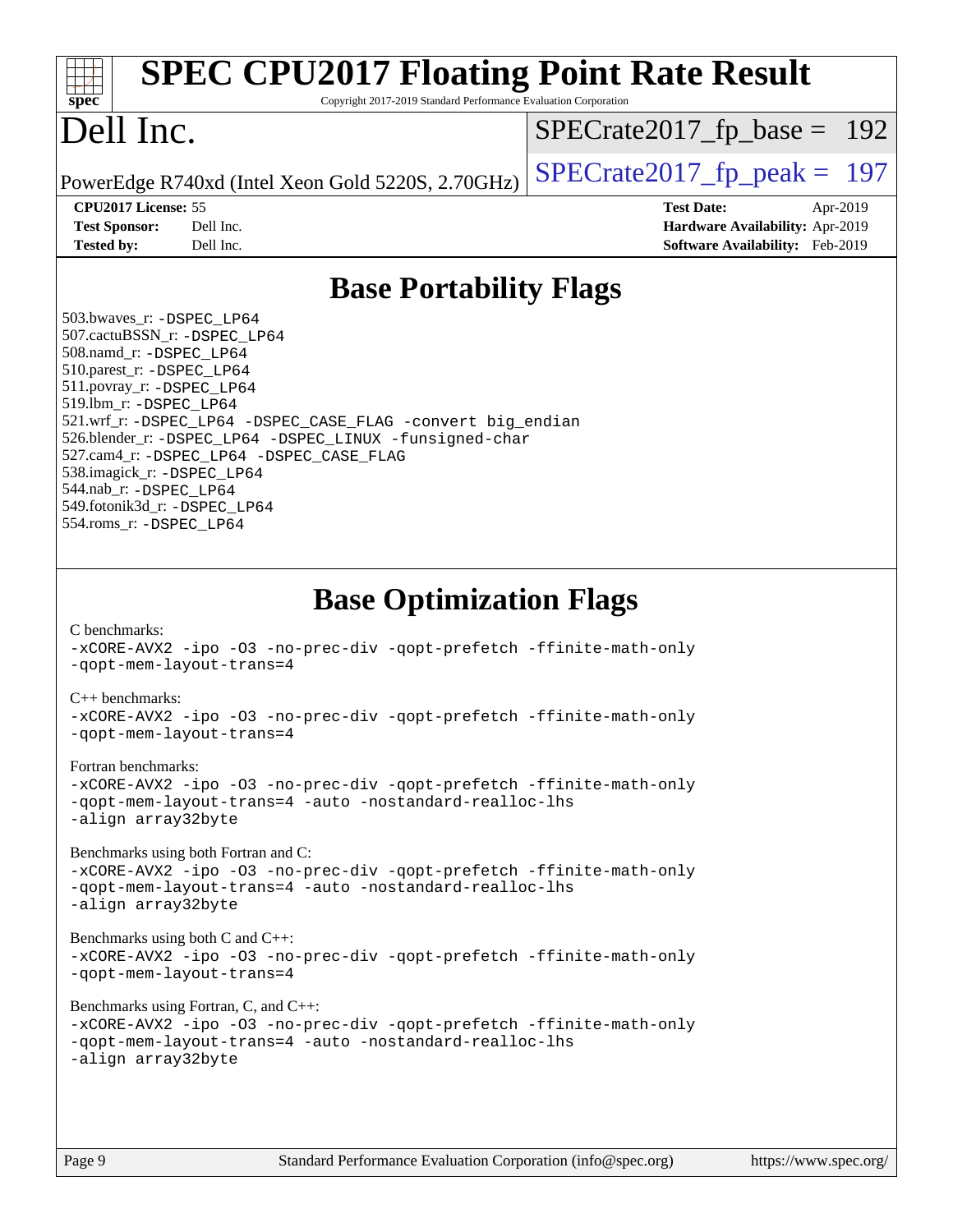# SPEC CPU2017 Floating Point Rate Result

Copyright 2017-2019 Standard Performance Evaluation Corporation

# Dell Inc.

PowerEdge R740xd (Intel Xeon Gold 5220S, 2.70GHz)

SPECrate2017_fp_base = 192

SPECrate2017_fp_peak = 197

**CPU2017 License:** 55
**Test Sponsor:** Dell Inc.
**Tested by:** Dell Inc.

**Test Date:** Apr-2019
**Hardware Availability:** Apr-2019
**Software Availability:** Feb-2019

## Base Portability Flags

503.bwaves_r: -DSPEC_LP64
507.cactuBSSN_r: -DSPEC_LP64
508.namd_r: -DSPEC_LP64
510.parest_r: -DSPEC_LP64
511.povray_r: -DSPEC_LP64
519.lbm_r: -DSPEC_LP64
521.wrf_r: -DSPEC_LP64 -DSPEC_CASE_FLAG -convert big_endian
526.blender_r: -DSPEC_LP64 -DSPEC_LINUX -funsigned-char
527.cam4_r: -DSPEC_LP64 -DSPEC_CASE_FLAG
538.imagick_r: -DSPEC_LP64
544.nab_r: -DSPEC_LP64
549.fotonik3d_r: -DSPEC_LP64
554.roms_r: -DSPEC_LP64

## Base Optimization Flags

C benchmarks:
-xCORE-AVX2 -ipo -O3 -no-prec-div -qopt-prefetch -ffinite-math-only
-qopt-mem-layout-trans=4

C++ benchmarks:
-xCORE-AVX2 -ipo -O3 -no-prec-div -qopt-prefetch -ffinite-math-only
-qopt-mem-layout-trans=4

Fortran benchmarks:
-xCORE-AVX2 -ipo -O3 -no-prec-div -qopt-prefetch -ffinite-math-only
-qopt-mem-layout-trans=4 -auto -nostandard-realloc-lhs
-align array32byte

Benchmarks using both Fortran and C:
-xCORE-AVX2 -ipo -O3 -no-prec-div -qopt-prefetch -ffinite-math-only
-qopt-mem-layout-trans=4 -auto -nostandard-realloc-lhs
-align array32byte

Benchmarks using both C and C++:
-xCORE-AVX2 -ipo -O3 -no-prec-div -qopt-prefetch -ffinite-math-only
-qopt-mem-layout-trans=4

Benchmarks using Fortran, C, and C++:
-xCORE-AVX2 -ipo -O3 -no-prec-div -qopt-prefetch -ffinite-math-only
-qopt-mem-layout-trans=4 -auto -nostandard-realloc-lhs
-align array32byte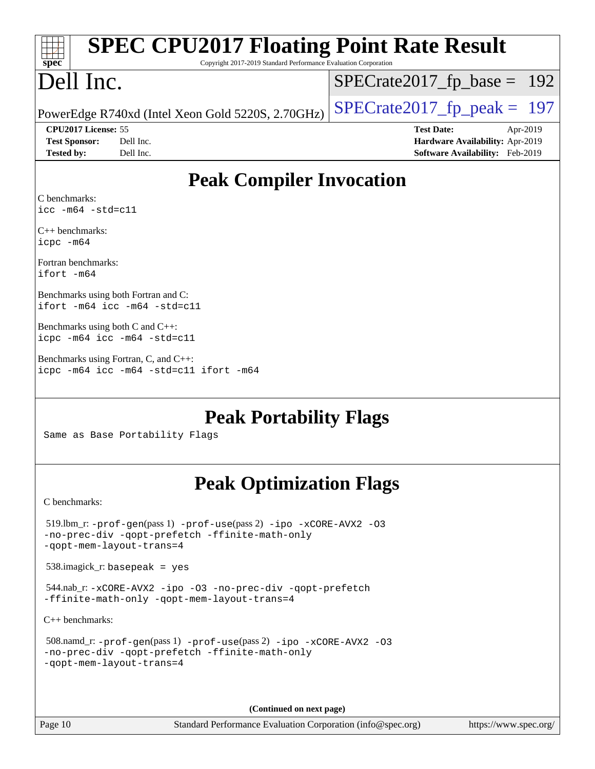# Peak Compiler Invocation

C benchmarks:
```
icc -m64 -std=c11
```

C++ benchmarks:
```
icpc -m64
```

Fortran benchmarks:
```
ifort -m64
```

Benchmarks using both Fortran and C:
```
ifort -m64 icc -m64 -std=c11
```

Benchmarks using both C and C++:
```
icpc -m64 icc -m64 -std=c11
```

Benchmarks using Fortran, C, and C++:
```
icpc -m64 icc -m64 -std=c11 ifort -m64
```

# Peak Portability Flags

Same as Base Portability Flags

# Peak Optimization Flags

C benchmarks:

519.lbm_r: -prof-gen(pass 1) -prof-use(pass 2) -ipo -xCORE-AVX2 -O3 -no-prec-div -qopt-prefetch -ffinite-math-only -qopt-mem-layout-trans=4

538.imagick_r: basepeak = yes

544.nab_r: -xCORE-AVX2 -ipo -O3 -no-prec-div -qopt-prefetch -ffinite-math-only -qopt-mem-layout-trans=4

C++ benchmarks:

508.namd_r: -prof-gen(pass 1) -prof-use(pass 2) -ipo -xCORE-AVX2 -O3 -no-prec-div -qopt-prefetch -ffinite-math-only -qopt-mem-layout-trans=4

**(Continued on next page)**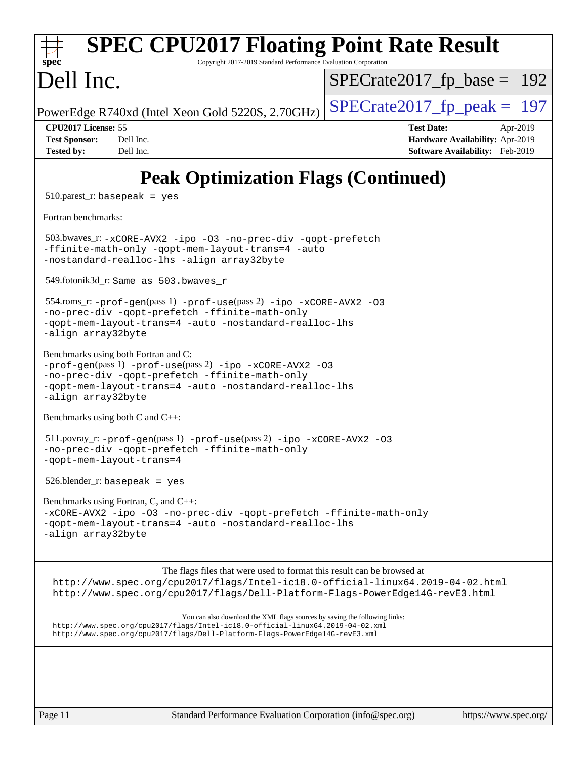# Peak Optimization Flags (Continued)

510.parest_r: `basepeak = yes`

Fortran benchmarks:

503.bwaves_r: `-xCORE-AVX2 -ipo -O3 -no-prec-div -qopt-prefetch -ffinite-math-only -qopt-mem-layout-trans=4 -auto -nostandard-realloc-lhs -align array32byte`

549.fotonik3d_r: `Same as 503.bwaves_r`

554.roms_r: `-prof-gen`(pass 1) `-prof-use`(pass 2) `-ipo -xCORE-AVX2 -O3 -no-prec-div -qopt-prefetch -ffinite-math-only -qopt-mem-layout-trans=4 -auto -nostandard-realloc-lhs -align array32byte`

Benchmarks using both Fortran and C:
`-prof-gen`(pass 1) `-prof-use`(pass 2) `-ipo -xCORE-AVX2 -O3 -no-prec-div -qopt-prefetch -ffinite-math-only -qopt-mem-layout-trans=4 -auto -nostandard-realloc-lhs -align array32byte`

Benchmarks using both C and C++:

511.povray_r: `-prof-gen`(pass 1) `-prof-use`(pass 2) `-ipo -xCORE-AVX2 -O3 -no-prec-div -qopt-prefetch -ffinite-math-only -qopt-mem-layout-trans=4`

526.blender_r: `basepeak = yes`

Benchmarks using Fortran, C, and C++:
`-xCORE-AVX2 -ipo -O3 -no-prec-div -qopt-prefetch -ffinite-math-only -qopt-mem-layout-trans=4 -auto -nostandard-realloc-lhs -align array32byte`

The flags files that were used to format this result can be browsed at
http://www.spec.org/cpu2017/flags/Intel-ic18.0-official-linux64.2019-04-02.html
http://www.spec.org/cpu2017/flags/Dell-Platform-Flags-PowerEdge14G-revE3.html

You can also download the XML flags sources by saving the following links:
http://www.spec.org/cpu2017/flags/Intel-ic18.0-official-linux64.2019-04-02.xml
http://www.spec.org/cpu2017/flags/Dell-Platform-Flags-PowerEdge14G-revE3.xml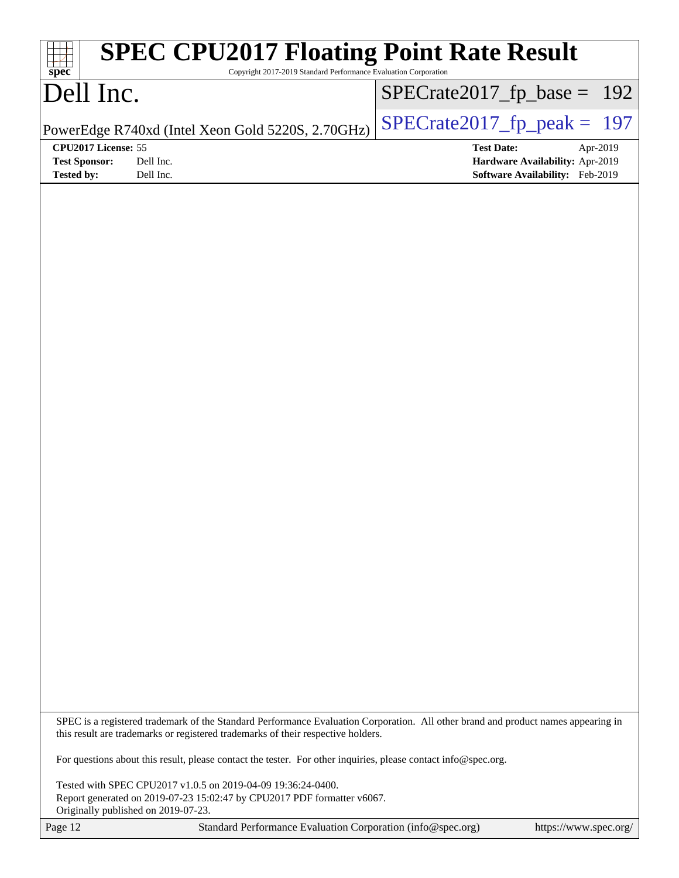SPEC is a registered trademark of the Standard Performance Evaluation Corporation. All other brand and product names appearing in this result are trademarks or registered trademarks of their respective holders.

For questions about this result, please contact the tester. For other inquiries, please contact info@spec.org.

Tested with SPEC CPU2017 v1.0.5 on 2019-04-09 19:36:24-0400.
Report generated on 2019-07-23 15:02:47 by CPU2017 PDF formatter v6067.
Originally published on 2019-07-23.